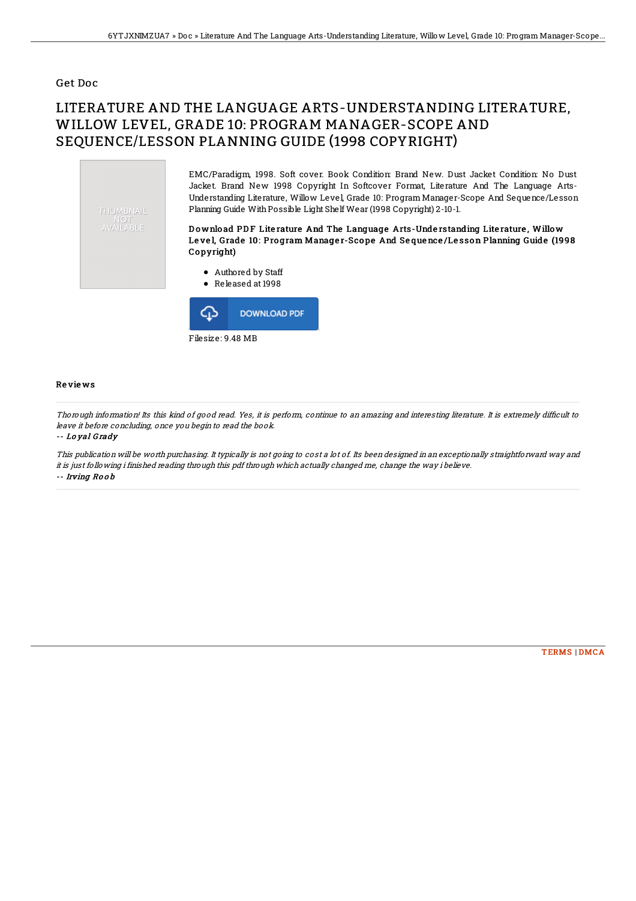Get Doc

# LITERATURE AND THE LANGUAGE ARTS-UNDERSTANDING LITERATURE, WILLOW LEVEL, GRADE 10: PROGRAM MANAGER-SCOPE AND SEQUENCE/LESSON PLANNING GUIDE (1998 COPYRIGHT)

THUMBNAIL NOT AVAILABLE

EMC/Paradigm, 1998. Soft cover. Book Condition: Brand New. Dust Jacket Condition: No Dust Jacket. Brand New 1998 Copyright In Softcover Format, Literature And The Language Arts-Understanding Literature, Willow Level, Grade 10: Program Manager-Scope And Sequence/Lesson Planning Guide With Possible Light Shelf Wear (1998 Copyright) 2-10-1.

**Download PDF Literature And The Language Arts-Understanding Literature, Willow Level, Grade 10: Program Manager-Scope And Sequence/Lesson Planning Guide (1998 Copyright)**

- Authored by Staff
- Released at 1998

DOWNLOAD PDF

Filesize: 9.48 MB

## Reviews

*Thorough information! Its this kind of good read. Yes, it is perform, continue to an amazing and interesting literature. It is extremely difficult to leave it before concluding, once you begin to read the book.*

*-- Loyal Grady*

*This publication will be worth purchasing. It typically is not going to cost a lot of. Its been designed in an exceptionally straightforward way and it is just following i finished reading through this pdf through which actually changed me, change the way i believe.*

*-- Irving Roob*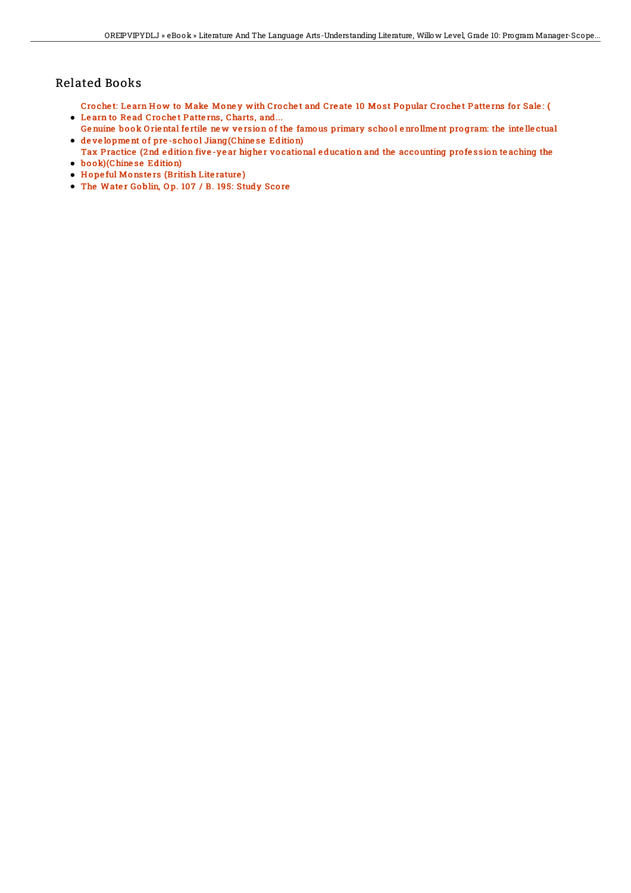## Related Books

- Crochet: Learn How to Make Money with Crochet and Create 10 Most Popular Crochet Patterns for Sale: ( Learn to Read Crochet Patterns, Charts, and...
- Genuine book Oriental fertile new version of the famous primary school enrollment program: the intellectual development of pre-school Jiang(Chinese Edition)
- Tax Practice (2nd edition five-year higher vocational education and the accounting profession teaching the book)(Chinese Edition)
- Hopeful Monsters (British Literature)
- The Water Goblin, Op. 107 / B. 195: Study Score